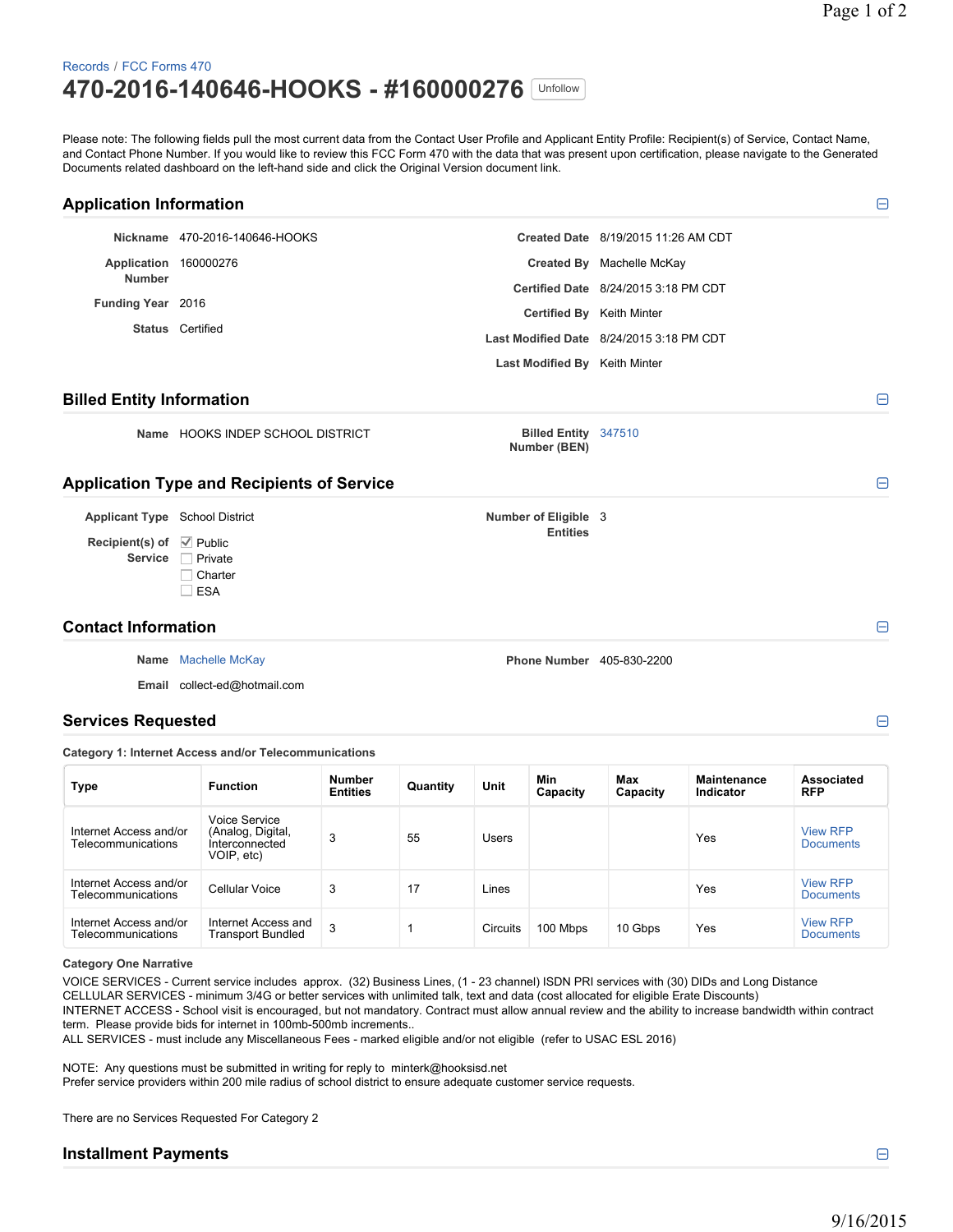Records / FCC Forms 470

# 470-2016-140646-HOOKS - #160000276

Unfollow

Please note: The following fields pull the most current data from the Contact User Profile and Applicant Entity Profile: Recipient(s) of Service, Contact Name, and Contact Phone Number. If you would like to review this FCC Form 470 with the data that was present upon certification, please navigate to the Generated Documents related dashboard on the left-hand side and click the Original Version document link.

## Application Information

**Nickname** 470-2016-140646-HOOKS

**Application Number** 160000276

**Funding Year** 2016

**Status** Certified

**Created Date** 8/19/2015 11:26 AM CDT

**Created By** Machelle McKay

**Certified Date** 8/24/2015 3:18 PM CDT

**Certified By** Keith Minter

**Last Modified Date** 8/24/2015 3:18 PM CDT

**Last Modified By** Keith Minter

## Billed Entity Information

**Name** HOOKS INDEP SCHOOL DISTRICT

**Billed Entity Number (BEN)** 347510

## Application Type and Recipients of Service

**Applicant Type** School District

**Recipient(s) of Service**
- [x] Public
- [ ] Private
- [ ] Charter
- [ ] ESA

**Number of Eligible Entities** 3

## Contact Information

**Name** Machelle McKay

**Email** collect-ed@hotmail.com

**Phone Number** 405-830-2200

## Services Requested

**Category 1: Internet Access and/or Telecommunications**

| Type | Function | Number Entities | Quantity | Unit | Min Capacity | Max Capacity | Maintenance Indicator | Associated RFP |
|---|---|---|---|---|---|---|---|---|
| Internet Access and/or Telecommunications | Voice Service (Analog, Digital, Interconnected VOIP, etc) | 3 | 55 | Users | | | Yes | View RFP Documents |
| Internet Access and/or Telecommunications | Cellular Voice | 3 | 17 | Lines | | | Yes | View RFP Documents |
| Internet Access and/or Telecommunications | Internet Access and Transport Bundled | 3 | 1 | Circuits | 100 Mbps | 10 Gbps | Yes | View RFP Documents |

**Category One Narrative**

VOICE SERVICES - Current service includes approx. (32) Business Lines, (1 - 23 channel) ISDN PRI services with (30) DIDs and Long Distance
CELLULAR SERVICES - minimum 3/4G or better services with unlimited talk, text and data (cost allocated for eligible Erate Discounts)
INTERNET ACCESS - School visit is encouraged, but not mandatory. Contract must allow annual review and the ability to increase bandwidth within contract term. Please provide bids for internet in 100mb-500mb increments..
ALL SERVICES - must include any Miscellaneous Fees - marked eligible and/or not eligible (refer to USAC ESL 2016)

NOTE: Any questions must be submitted in writing for reply to minterk@hooksisd.net
Prefer service providers within 200 mile radius of school district to ensure adequate customer service requests.

There are no Services Requested For Category 2

## Installment Payments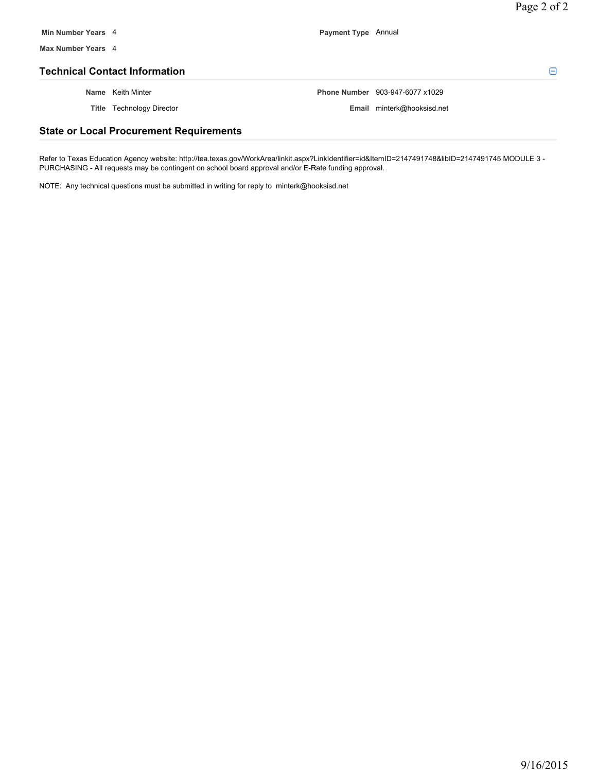| | | | |
|---|---|---|---|
| **Min Number Years** | 4 | **Payment Type** | Annual |
| **Max Number Years** | 4 | | |

## Technical Contact Information

| | | | |
|---|---|---|---|
| **Name** | Keith Minter | **Phone Number** | 903-947-6077 x1029 |
| **Title** | Technology Director | **Email** | minterk@hooksisd.net |

## State or Local Procurement Requirements

Refer to Texas Education Agency website: http://tea.texas.gov/WorkArea/linkit.aspx?LinkIdentifier=id&ItemID=2147491748&libID=2147491745 MODULE 3 - PURCHASING - All requests may be contingent on school board approval and/or E-Rate funding approval.

NOTE: Any technical questions must be submitted in writing for reply to minterk@hooksisd.net